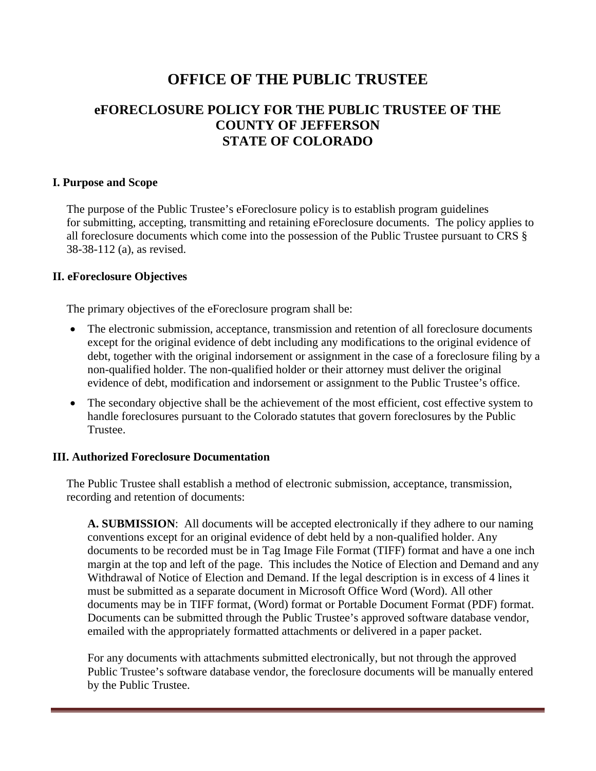# OFFICE OF THE PUBLIC TRUSTEE

## eFORECLOSURE POLICY FOR THE PUBLIC TRUSTEE OF THE COUNTY OF JEFFERSON STATE OF COLORADO

### I. Purpose and Scope

The purpose of the Public Trustee's eForeclosure policy is to establish program guidelines for submitting, accepting, transmitting and retaining eForeclosure documents. The policy applies to all foreclosure documents which come into the possession of the Public Trustee pursuant to CRS § 38-38-112 (a), as revised.

### II. eForeclosure Objectives

The primary objectives of the eForeclosure program shall be:

- The electronic submission, acceptance, transmission and retention of all foreclosure documents except for the original evidence of debt including any modifications to the original evidence of debt, together with the original indorsement or assignment in the case of a foreclosure filing by a non-qualified holder. The non-qualified holder or their attorney must deliver the original evidence of debt, modification and indorsement or assignment to the Public Trustee's office.
- The secondary objective shall be the achievement of the most efficient, cost effective system to handle foreclosures pursuant to the Colorado statutes that govern foreclosures by the Public Trustee.

### III. Authorized Foreclosure Documentation

The Public Trustee shall establish a method of electronic submission, acceptance, transmission, recording and retention of documents:

**A. SUBMISSION**: All documents will be accepted electronically if they adhere to our naming conventions except for an original evidence of debt held by a non-qualified holder. Any documents to be recorded must be in Tag Image File Format (TIFF) format and have a one inch margin at the top and left of the page. This includes the Notice of Election and Demand and any Withdrawal of Notice of Election and Demand. If the legal description is in excess of 4 lines it must be submitted as a separate document in Microsoft Office Word (Word). All other documents may be in TIFF format, (Word) format or Portable Document Format (PDF) format. Documents can be submitted through the Public Trustee's approved software database vendor, emailed with the appropriately formatted attachments or delivered in a paper packet.

For any documents with attachments submitted electronically, but not through the approved Public Trustee's software database vendor, the foreclosure documents will be manually entered by the Public Trustee.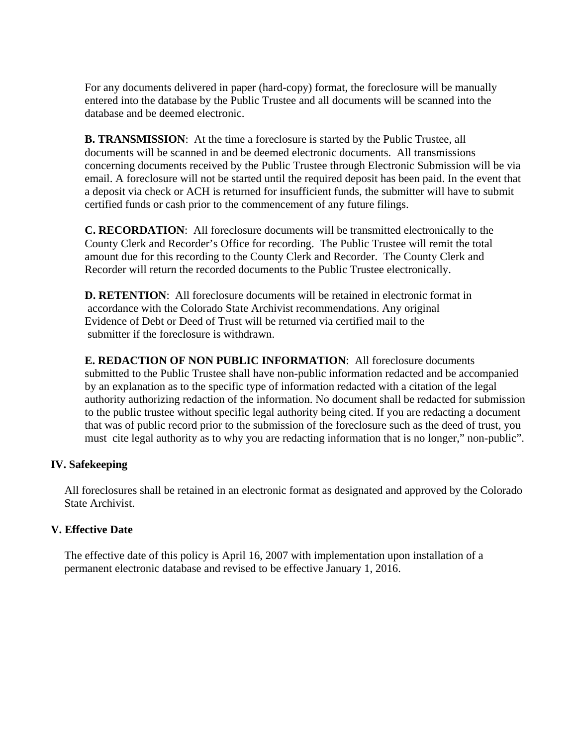For any documents delivered in paper (hard-copy) format, the foreclosure will be manually entered into the database by the Public Trustee and all documents will be scanned into the database and be deemed electronic.

**B. TRANSMISSION**: At the time a foreclosure is started by the Public Trustee, all documents will be scanned in and be deemed electronic documents. All transmissions concerning documents received by the Public Trustee through Electronic Submission will be via email. A foreclosure will not be started until the required deposit has been paid. In the event that a deposit via check or ACH is returned for insufficient funds, the submitter will have to submit certified funds or cash prior to the commencement of any future filings.

**C. RECORDATION**: All foreclosure documents will be transmitted electronically to the County Clerk and Recorder's Office for recording. The Public Trustee will remit the total amount due for this recording to the County Clerk and Recorder. The County Clerk and Recorder will return the recorded documents to the Public Trustee electronically.

**D. RETENTION**: All foreclosure documents will be retained in electronic format in accordance with the Colorado State Archivist recommendations. Any original Evidence of Debt or Deed of Trust will be returned via certified mail to the submitter if the foreclosure is withdrawn.

**E. REDACTION OF NON PUBLIC INFORMATION**: All foreclosure documents submitted to the Public Trustee shall have non-public information redacted and be accompanied by an explanation as to the specific type of information redacted with a citation of the legal authority authorizing redaction of the information. No document shall be redacted for submission to the public trustee without specific legal authority being cited. If you are redacting a document that was of public record prior to the submission of the foreclosure such as the deed of trust, you must cite legal authority as to why you are redacting information that is no longer," non-public".

## IV. Safekeeping

All foreclosures shall be retained in an electronic format as designated and approved by the Colorado State Archivist.

## V. Effective Date

The effective date of this policy is April 16, 2007 with implementation upon installation of a permanent electronic database and revised to be effective January 1, 2016.